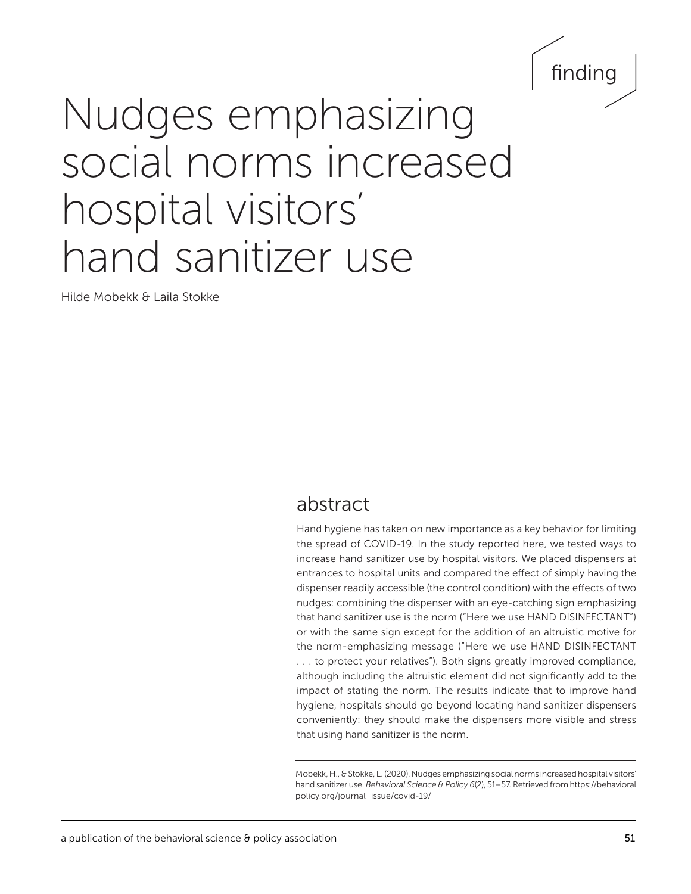finding

# Nudges emphasizing social norms increased hospital visitors' hand sanitizer use

Hilde Mobekk & Laila Stokke

## abstract

Hand hygiene has taken on new importance as a key behavior for limiting the spread of COVID-19. In the study reported here, we tested ways to increase hand sanitizer use by hospital visitors. We placed dispensers at entrances to hospital units and compared the effect of simply having the dispenser readily accessible (the control condition) with the effects of two nudges: combining the dispenser with an eye-catching sign emphasizing that hand sanitizer use is the norm ("Here we use HAND DISINFECTANT") or with the same sign except for the addition of an altruistic motive for the norm-emphasizing message ("Here we use HAND DISINFECTANT . . . to protect your relatives"). Both signs greatly improved compliance, although including the altruistic element did not significantly add to the impact of stating the norm. The results indicate that to improve hand hygiene, hospitals should go beyond locating hand sanitizer dispensers conveniently: they should make the dispensers more visible and stress that using hand sanitizer is the norm.

Mobekk, H., & Stokke, L. (2020). Nudges emphasizing social norms increased hospital visitors' hand sanitizer use. *Behavioral Science & Policy 6*(2), 51–57. Retrieved from https://behavioralpolicy.org/journal_issue/covid-19/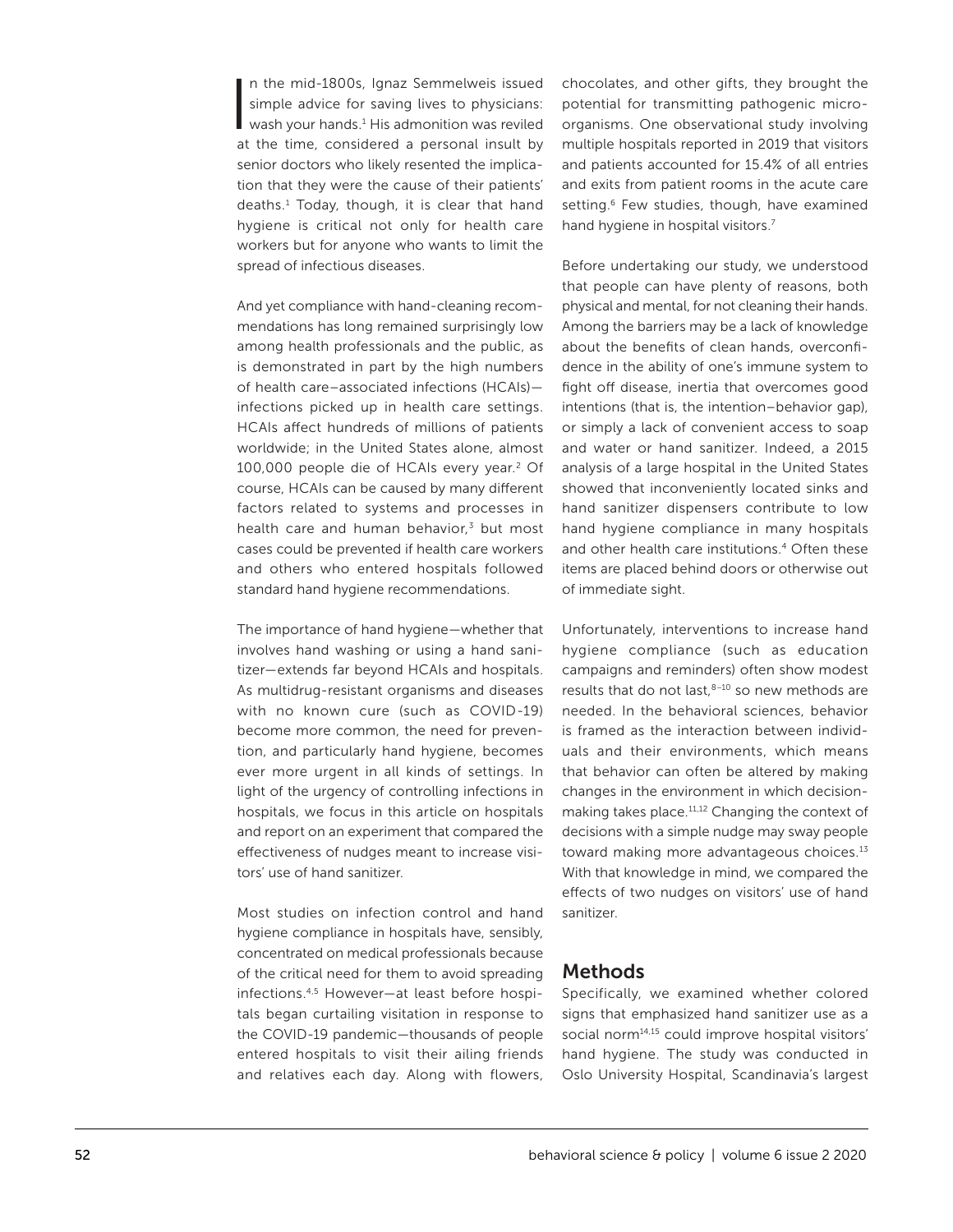In the mid-1800s, Ignaz Semmelweis issued simple advice for saving lives to physicians: wash your hands.[1] His admonition was reviled at the time, considered a personal insult by senior doctors who likely resented the implication that they were the cause of their patients' deaths.[1] Today, though, it is clear that hand hygiene is critical not only for health care workers but for anyone who wants to limit the spread of infectious diseases.

And yet compliance with hand-cleaning recommendations has long remained surprisingly low among health professionals and the public, as is demonstrated in part by the high numbers of health care–associated infections (HCAIs)—infections picked up in health care settings. HCAIs affect hundreds of millions of patients worldwide; in the United States alone, almost 100,000 people die of HCAIs every year.[2] Of course, HCAIs can be caused by many different factors related to systems and processes in health care and human behavior,[3] but most cases could be prevented if health care workers and others who entered hospitals followed standard hand hygiene recommendations.

The importance of hand hygiene—whether that involves hand washing or using a hand sanitizer—extends far beyond HCAIs and hospitals. As multidrug-resistant organisms and diseases with no known cure (such as COVID-19) become more common, the need for prevention, and particularly hand hygiene, becomes ever more urgent in all kinds of settings. In light of the urgency of controlling infections in hospitals, we focus in this article on hospitals and report on an experiment that compared the effectiveness of nudges meant to increase visitors' use of hand sanitizer.

Most studies on infection control and hand hygiene compliance in hospitals have, sensibly, concentrated on medical professionals because of the critical need for them to avoid spreading infections.[4,5] However—at least before hospitals began curtailing visitation in response to the COVID-19 pandemic—thousands of people entered hospitals to visit their ailing friends and relatives each day. Along with flowers, chocolates, and other gifts, they brought the potential for transmitting pathogenic microorganisms. One observational study involving multiple hospitals reported in 2019 that visitors and patients accounted for 15.4% of all entries and exits from patient rooms in the acute care setting.[6] Few studies, though, have examined hand hygiene in hospital visitors.[7]

Before undertaking our study, we understood that people can have plenty of reasons, both physical and mental, for not cleaning their hands. Among the barriers may be a lack of knowledge about the benefits of clean hands, overconfidence in the ability of one's immune system to fight off disease, inertia that overcomes good intentions (that is, the intention–behavior gap), or simply a lack of convenient access to soap and water or hand sanitizer. Indeed, a 2015 analysis of a large hospital in the United States showed that inconveniently located sinks and hand sanitizer dispensers contribute to low hand hygiene compliance in many hospitals and other health care institutions.[4] Often these items are placed behind doors or otherwise out of immediate sight.

Unfortunately, interventions to increase hand hygiene compliance (such as education campaigns and reminders) often show modest results that do not last,[8–10] so new methods are needed. In the behavioral sciences, behavior is framed as the interaction between individuals and their environments, which means that behavior can often be altered by making changes in the environment in which decision-making takes place.[11,12] Changing the context of decisions with a simple nudge may sway people toward making more advantageous choices.[13] With that knowledge in mind, we compared the effects of two nudges on visitors' use of hand sanitizer.

## Methods

Specifically, we examined whether colored signs that emphasized hand sanitizer use as a social norm[14,15] could improve hospital visitors' hand hygiene. The study was conducted in Oslo University Hospital, Scandinavia's largest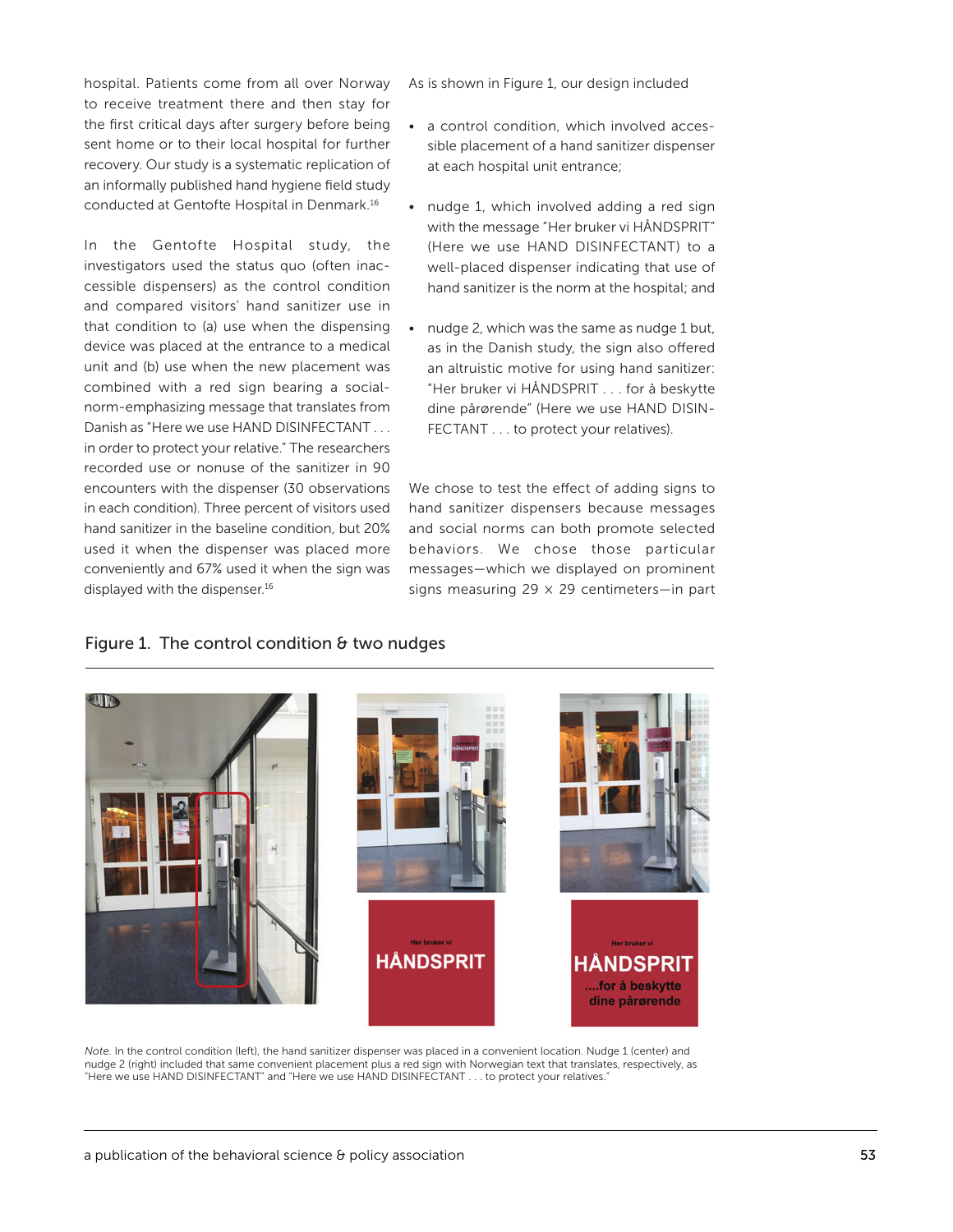hospital. Patients come from all over Norway to receive treatment there and then stay for the first critical days after surgery before being sent home or to their local hospital for further recovery. Our study is a systematic replication of an informally published hand hygiene field study conducted at Gentofte Hospital in Denmark.[16]

In the Gentofte Hospital study, the investigators used the status quo (often inaccessible dispensers) as the control condition and compared visitors' hand sanitizer use in that condition to (a) use when the dispensing device was placed at the entrance to a medical unit and (b) use when the new placement was combined with a red sign bearing a social-norm-emphasizing message that translates from Danish as "Here we use HAND DISINFECTANT . . . in order to protect your relative." The researchers recorded use or nonuse of the sanitizer in 90 encounters with the dispenser (30 observations in each condition). Three percent of visitors used hand sanitizer in the baseline condition, but 20% used it when the dispenser was placed more conveniently and 67% used it when the sign was displayed with the dispenser.[16]

As is shown in Figure 1, our design included

- a control condition, which involved accessible placement of a hand sanitizer dispenser at each hospital unit entrance;
- nudge 1, which involved adding a red sign with the message "Her bruker vi HÅNDSPRIT" (Here we use HAND DISINFECTANT) to a well-placed dispenser indicating that use of hand sanitizer is the norm at the hospital; and
- nudge 2, which was the same as nudge 1 but, as in the Danish study, the sign also offered an altruistic motive for using hand sanitizer: "Her bruker vi HÅNDSPRIT . . . for å beskytte dine pårørende" (Here we use HAND DISINFECTANT . . . to protect your relatives).

We chose to test the effect of adding signs to hand sanitizer dispensers because messages and social norms can both promote selected behaviors. We chose those particular messages—which we displayed on prominent signs measuring 29 × 29 centimeters—in part

Figure 1. The control condition & two nudges

Her bruker vi
HÅNDSPRIT

Her bruker vi
HÅNDSPRIT
....for å beskytte
dine pårørende

*Note.* In the control condition (left), the hand sanitizer dispenser was placed in a convenient location. Nudge 1 (center) and nudge 2 (right) included that same convenient placement plus a red sign with Norwegian text that translates, respectively, as "Here we use HAND DISINFECTANT" and "Here we use HAND DISINFECTANT . . . to protect your relatives."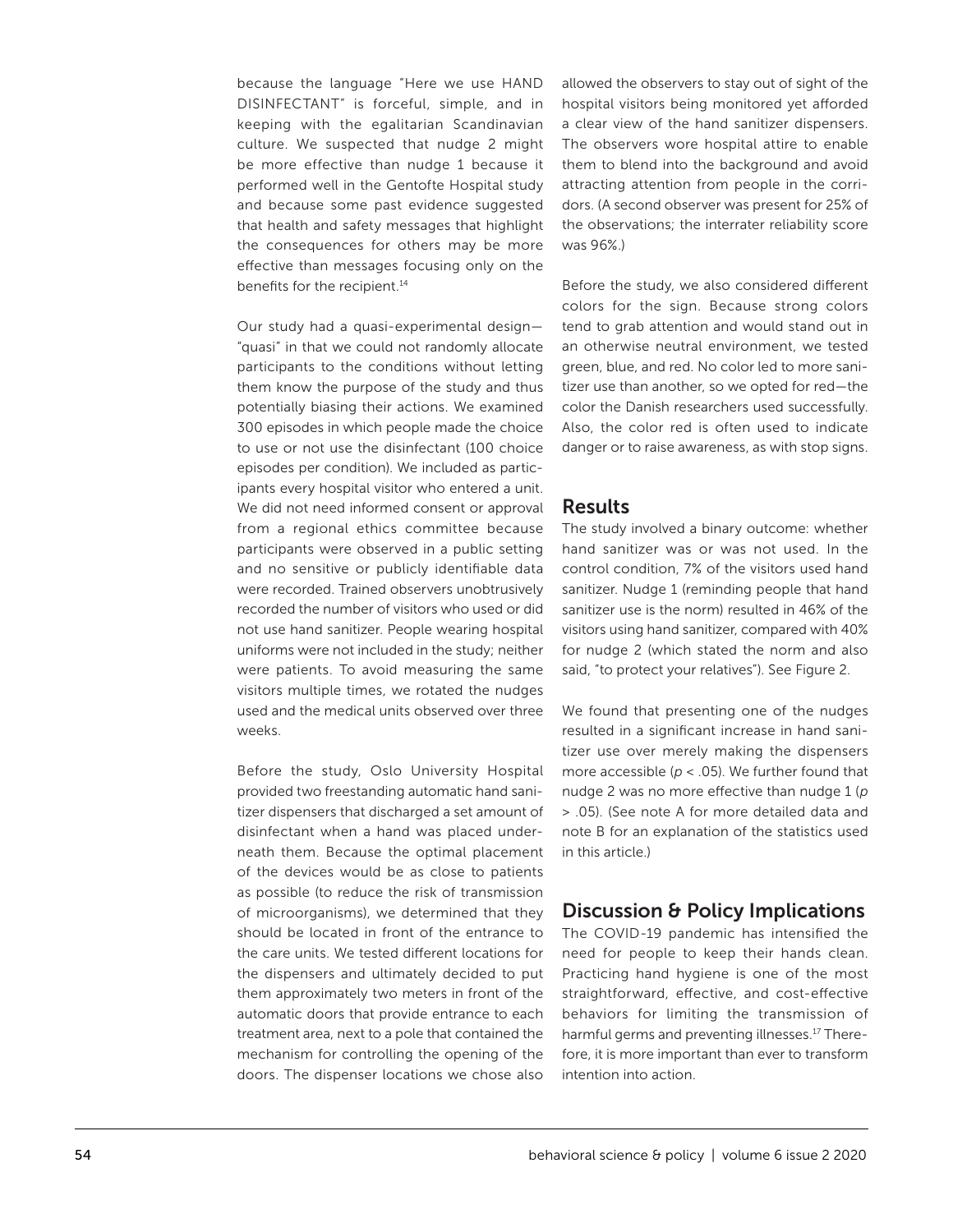because the language "Here we use HAND DISINFECTANT" is forceful, simple, and in keeping with the egalitarian Scandinavian culture. We suspected that nudge 2 might be more effective than nudge 1 because it performed well in the Gentofte Hospital study and because some past evidence suggested that health and safety messages that highlight the consequences for others may be more effective than messages focusing only on the benefits for the recipient.[14]

Our study had a quasi-experimental design—"quasi" in that we could not randomly allocate participants to the conditions without letting them know the purpose of the study and thus potentially biasing their actions. We examined 300 episodes in which people made the choice to use or not use the disinfectant (100 choice episodes per condition). We included as participants every hospital visitor who entered a unit. We did not need informed consent or approval from a regional ethics committee because participants were observed in a public setting and no sensitive or publicly identifiable data were recorded. Trained observers unobtrusively recorded the number of visitors who used or did not use hand sanitizer. People wearing hospital uniforms were not included in the study; neither were patients. To avoid measuring the same visitors multiple times, we rotated the nudges used and the medical units observed over three weeks.

Before the study, Oslo University Hospital provided two freestanding automatic hand sanitizer dispensers that discharged a set amount of disinfectant when a hand was placed underneath them. Because the optimal placement of the devices would be as close to patients as possible (to reduce the risk of transmission of microorganisms), we determined that they should be located in front of the entrance to the care units. We tested different locations for the dispensers and ultimately decided to put them approximately two meters in front of the automatic doors that provide entrance to each treatment area, next to a pole that contained the mechanism for controlling the opening of the doors. The dispenser locations we chose also allowed the observers to stay out of sight of the hospital visitors being monitored yet afforded a clear view of the hand sanitizer dispensers. The observers wore hospital attire to enable them to blend into the background and avoid attracting attention from people in the corridors. (A second observer was present for 25% of the observations; the interrater reliability score was 96%.)

Before the study, we also considered different colors for the sign. Because strong colors tend to grab attention and would stand out in an otherwise neutral environment, we tested green, blue, and red. No color led to more sanitizer use than another, so we opted for red—the color the Danish researchers used successfully. Also, the color red is often used to indicate danger or to raise awareness, as with stop signs.

## Results

The study involved a binary outcome: whether hand sanitizer was or was not used. In the control condition, 7% of the visitors used hand sanitizer. Nudge 1 (reminding people that hand sanitizer use is the norm) resulted in 46% of the visitors using hand sanitizer, compared with 40% for nudge 2 (which stated the norm and also said, "to protect your relatives"). See Figure 2.

We found that presenting one of the nudges resulted in a significant increase in hand sanitizer use over merely making the dispensers more accessible ($p < .05$). We further found that nudge 2 was no more effective than nudge 1 ($p > .05$). (See note A for more detailed data and note B for an explanation of the statistics used in this article.)

## Discussion & Policy Implications

The COVID-19 pandemic has intensified the need for people to keep their hands clean. Practicing hand hygiene is one of the most straightforward, effective, and cost-effective behaviors for limiting the transmission of harmful germs and preventing illnesses.[17] Therefore, it is more important than ever to transform intention into action.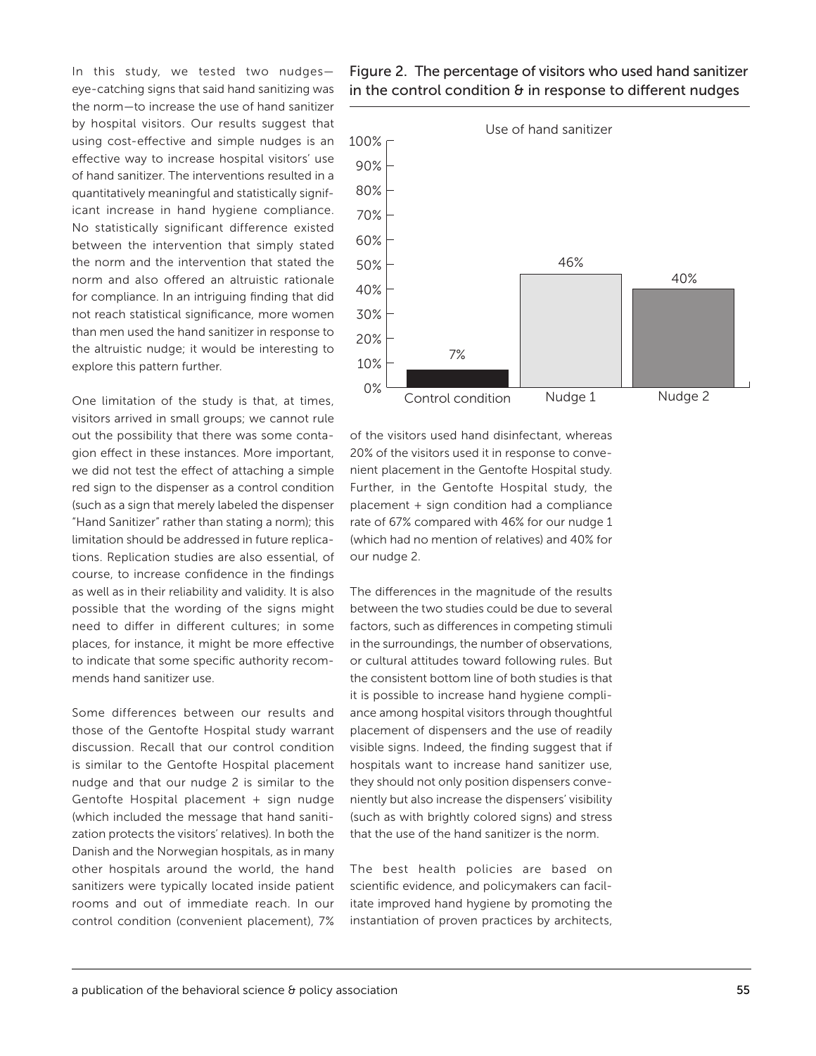In this study, we tested two nudges—eye-catching signs that said hand sanitizing was the norm—to increase the use of hand sanitizer by hospital visitors. Our results suggest that using cost-effective and simple nudges is an effective way to increase hospital visitors' use of hand sanitizer. The interventions resulted in a quantitatively meaningful and statistically significant increase in hand hygiene compliance. No statistically significant difference existed between the intervention that simply stated the norm and the intervention that stated the norm and also offered an altruistic rationale for compliance. In an intriguing finding that did not reach statistical significance, more women than men used the hand sanitizer in response to the altruistic nudge; it would be interesting to explore this pattern further.

One limitation of the study is that, at times, visitors arrived in small groups; we cannot rule out the possibility that there was some contagion effect in these instances. More important, we did not test the effect of attaching a simple red sign to the dispenser as a control condition (such as a sign that merely labeled the dispenser "Hand Sanitizer" rather than stating a norm); this limitation should be addressed in future replications. Replication studies are also essential, of course, to increase confidence in the findings as well as in their reliability and validity. It is also possible that the wording of the signs might need to differ in different cultures; in some places, for instance, it might be more effective to indicate that some specific authority recommends hand sanitizer use.

Some differences between our results and those of the Gentofte Hospital study warrant discussion. Recall that our control condition is similar to the Gentofte Hospital placement nudge and that our nudge 2 is similar to the Gentofte Hospital placement + sign nudge (which included the message that hand sanitization protects the visitors' relatives). In both the Danish and the Norwegian hospitals, as in many other hospitals around the world, the hand sanitizers were typically located inside patient rooms and out of immediate reach. In our control condition (convenient placement), 7% of the visitors used hand disinfectant, whereas 20% of the visitors used it in response to convenient placement in the Gentofte Hospital study. Further, in the Gentofte Hospital study, the placement + sign condition had a compliance rate of 67% compared with 46% for our nudge 1 (which had no mention of relatives) and 40% for our nudge 2.

Figure 2. The percentage of visitors who used hand sanitizer in the control condition & in response to different nudges

| Use of hand sanitizer | |
|---|---|
| Control condition | 7% |
| Nudge 1 | 46% |
| Nudge 2 | 40% |

The differences in the magnitude of the results between the two studies could be due to several factors, such as differences in competing stimuli in the surroundings, the number of observations, or cultural attitudes toward following rules. But the consistent bottom line of both studies is that it is possible to increase hand hygiene compliance among hospital visitors through thoughtful placement of dispensers and the use of readily visible signs. Indeed, the finding suggest that if hospitals want to increase hand sanitizer use, they should not only position dispensers conveniently but also increase the dispensers' visibility (such as with brightly colored signs) and stress that the use of the hand sanitizer is the norm.

The best health policies are based on scientific evidence, and policymakers can facilitate improved hand hygiene by promoting the instantiation of proven practices by architects,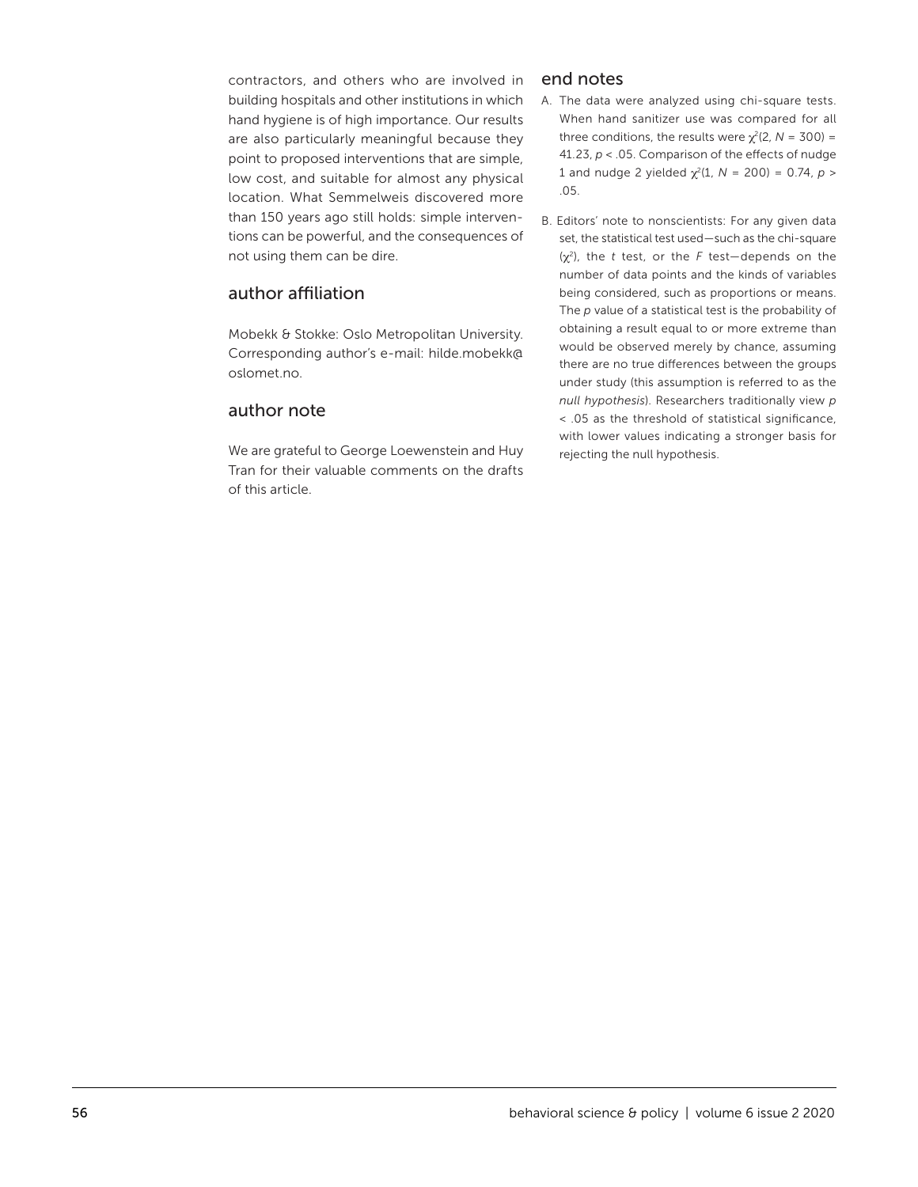contractors, and others who are involved in building hospitals and other institutions in which hand hygiene is of high importance. Our results are also particularly meaningful because they point to proposed interventions that are simple, low cost, and suitable for almost any physical location. What Semmelweis discovered more than 150 years ago still holds: simple interventions can be powerful, and the consequences of not using them can be dire.

## author affiliation

Mobekk & Stokke: Oslo Metropolitan University. Corresponding author's e-mail: hilde.mobekk@oslomet.no.

## author note

We are grateful to George Loewenstein and Huy Tran for their valuable comments on the drafts of this article.

## end notes

A. The data were analyzed using chi-square tests. When hand sanitizer use was compared for all three conditions, the results were $\chi^2(2, N = 300) = 41.23$, $p < .05$. Comparison of the effects of nudge 1 and nudge 2 yielded $\chi^2(1, N = 200) = 0.74$, $p > .05$.

B. Editors' note to nonscientists: For any given data set, the statistical test used—such as the chi-square ($\chi^2$), the *t* test, or the *F* test—depends on the number of data points and the kinds of variables being considered, such as proportions or means. The *p* value of a statistical test is the probability of obtaining a result equal to or more extreme than would be observed merely by chance, assuming there are no true differences between the groups under study (this assumption is referred to as the *null hypothesis*). Researchers traditionally view $p < .05$ as the threshold of statistical significance, with lower values indicating a stronger basis for rejecting the null hypothesis.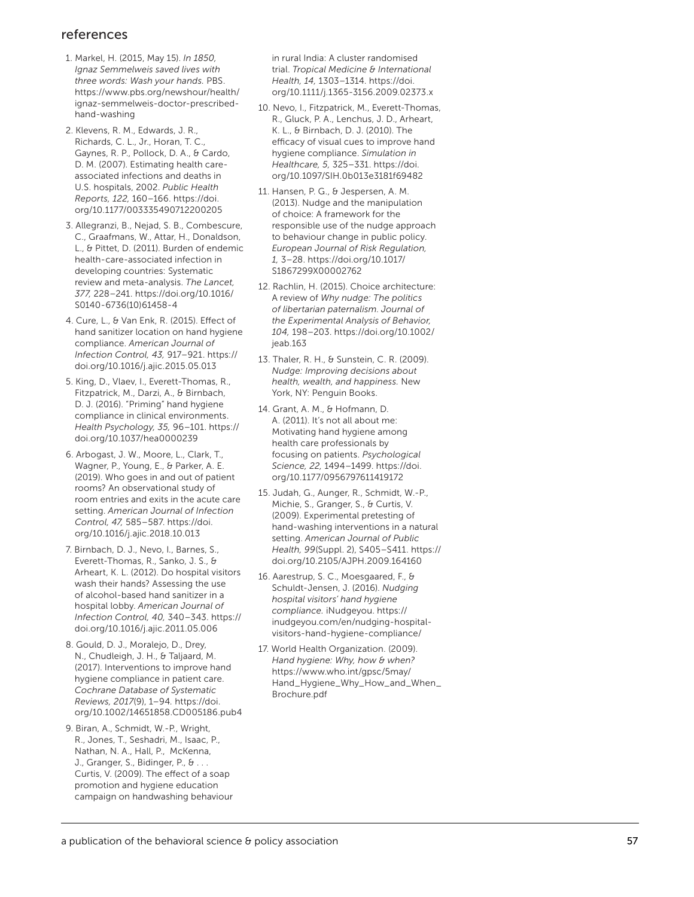## references

1. Markel, H. (2015, May 15). *In 1850, Ignaz Semmelweis saved lives with three words: Wash your hands.* PBS. https://www.pbs.org/newshour/health/ignaz-semmelweis-doctor-prescribed-hand-washing

2. Klevens, R. M., Edwards, J. R., Richards, C. L., Jr., Horan, T. C., Gaynes, R. P., Pollock, D. A., & Cardo, D. M. (2007). Estimating health care-associated infections and deaths in U.S. hospitals, 2002. *Public Health Reports, 122,* 160–166. https://doi.org/10.1177/003335490712200205

3. Allegranzi, B., Nejad, S. B., Combescure, C., Graafmans, W., Attar, H., Donaldson, L., & Pittet, D. (2011). Burden of endemic health-care-associated infection in developing countries: Systematic review and meta-analysis. *The Lancet, 377,* 228–241. https://doi.org/10.1016/S0140-6736(10)61458-4

4. Cure, L., & Van Enk, R. (2015). Effect of hand sanitizer location on hand hygiene compliance. *American Journal of Infection Control, 43,* 917–921. https://doi.org/10.1016/j.ajic.2015.05.013

5. King, D., Vlaev, I., Everett-Thomas, R., Fitzpatrick, M., Darzi, A., & Birnbach, D. J. (2016). "Priming" hand hygiene compliance in clinical environments. *Health Psychology, 35,* 96–101. https://doi.org/10.1037/hea0000239

6. Arbogast, J. W., Moore, L., Clark, T., Wagner, P., Young, E., & Parker, A. E. (2019). Who goes in and out of patient rooms? An observational study of room entries and exits in the acute care setting. *American Journal of Infection Control, 47,* 585–587. https://doi.org/10.1016/j.ajic.2018.10.013

7. Birnbach, D. J., Nevo, I., Barnes, S., Everett-Thomas, R., Sanko, J. S., & Arheart, K. L. (2012). Do hospital visitors wash their hands? Assessing the use of alcohol-based hand sanitizer in a hospital lobby. *American Journal of Infection Control, 40,* 340–343. https://doi.org/10.1016/j.ajic.2011.05.006

8. Gould, D. J., Moralejo, D., Drey, N., Chudleigh, J. H., & Taljaard, M. (2017). Interventions to improve hand hygiene compliance in patient care. *Cochrane Database of Systematic Reviews, 2017*(9), 1–94. https://doi.org/10.1002/14651858.CD005186.pub4

9. Biran, A., Schmidt, W.-P., Wright, R., Jones, T., Seshadri, M., Isaac, P., Nathan, N. A., Hall, P., McKenna, J., Granger, S., Bidinger, P., & . . . Curtis, V. (2009). The effect of a soap promotion and hygiene education campaign on handwashing behaviour in rural India: A cluster randomised trial. *Tropical Medicine & International Health, 14,* 1303–1314. https://doi.org/10.1111/j.1365-3156.2009.02373.x

10. Nevo, I., Fitzpatrick, M., Everett-Thomas, R., Gluck, P. A., Lenchus, J. D., Arheart, K. L., & Birnbach, D. J. (2010). The efficacy of visual cues to improve hand hygiene compliance. *Simulation in Healthcare, 5,* 325–331. https://doi.org/10.1097/SIH.0b013e3181f69482

11. Hansen, P. G., & Jespersen, A. M. (2013). Nudge and the manipulation of choice: A framework for the responsible use of the nudge approach to behaviour change in public policy. *European Journal of Risk Regulation, 1,* 3–28. https://doi.org/10.1017/S1867299X00002762

12. Rachlin, H. (2015). Choice architecture: A review of *Why nudge: The politics of libertarian paternalism. Journal of the Experimental Analysis of Behavior, 104,* 198–203. https://doi.org/10.1002/jeab.163

13. Thaler, R. H., & Sunstein, C. R. (2009). *Nudge: Improving decisions about health, wealth, and happiness.* New York, NY: Penguin Books.

14. Grant, A. M., & Hofmann, D. A. (2011). It's not all about me: Motivating hand hygiene among health care professionals by focusing on patients. *Psychological Science, 22,* 1494–1499. https://doi.org/10.1177/0956797611419172

15. Judah, G., Aunger, R., Schmidt, W.-P., Michie, S., Granger, S., & Curtis, V. (2009). Experimental pretesting of hand-washing interventions in a natural setting. *American Journal of Public Health, 99*(Suppl. 2), S405–S411. https://doi.org/10.2105/AJPH.2009.164160

16. Aarestrup, S. C., Moesgaared, F., & Schuldt-Jensen, J. (2016). *Nudging hospital visitors' hand hygiene compliance.* iNudgeyou. https://inudgeyou.com/en/nudging-hospital-visitors-hand-hygiene-compliance/

17. World Health Organization. (2009). *Hand hygiene: Why, how & when?* https://www.who.int/gpsc/5may/Hand_Hygiene_Why_How_and_When_Brochure.pdf